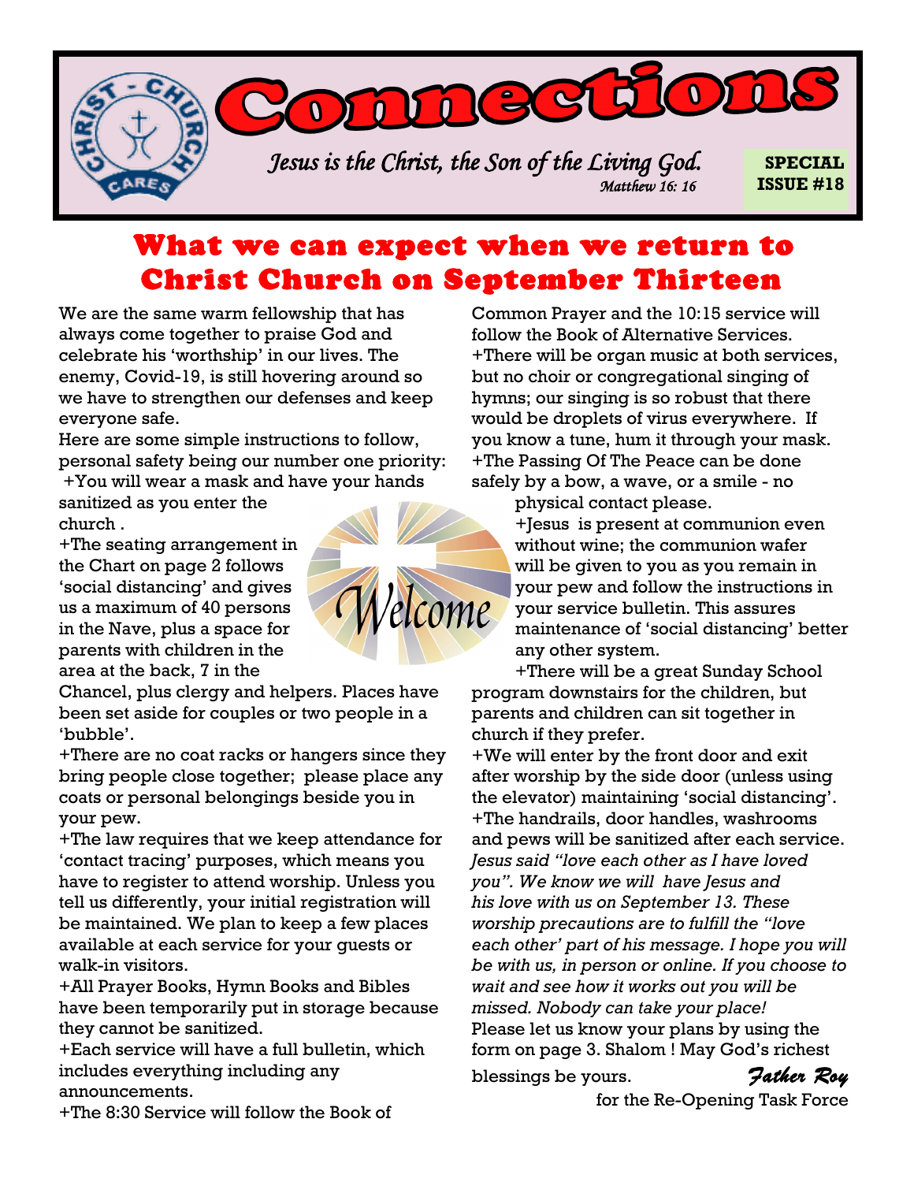# Connections

*Jesus is the Christ, the Son of the Living God.*
*Matthew 16: 16*

**SPECIAL ISSUE #18**

## What we can expect when we return to Christ Church on September Thirteen

We are the same warm fellowship that has always come together to praise God and celebrate his 'worthship' in our lives. The enemy, Covid-19, is still hovering around so we have to strengthen our defenses and keep everyone safe.

Here are some simple instructions to follow, personal safety being our number one priority:

+You will wear a mask and have your hands sanitized as you enter the church .

+The seating arrangement in the Chart on page 2 follows 'social distancing' and gives us a maximum of 40 persons in the Nave, plus a space for parents with children in the area at the back, 7 in the Chancel, plus clergy and helpers. Places have been set aside for couples or two people in a 'bubble'.

+There are no coat racks or hangers since they bring people close together; please place any coats or personal belongings beside you in your pew.

+The law requires that we keep attendance for 'contact tracing' purposes, which means you have to register to attend worship. Unless you tell us differently, your initial registration will be maintained. We plan to keep a few places available at each service for your guests or walk-in visitors.

+All Prayer Books, Hymn Books and Bibles have been temporarily put in storage because they cannot be sanitized.

+Each service will have a full bulletin, which includes everything including any announcements.

+The 8:30 Service will follow the Book of Common Prayer and the 10:15 service will follow the Book of Alternative Services.

+There will be organ music at both services, but no choir or congregational singing of hymns; our singing is so robust that there would be droplets of virus everywhere. If you know a tune, hum it through your mask.

+The Passing Of The Peace can be done safely by a bow, a wave, or a smile - no physical contact please.

+Jesus is present at communion even without wine; the communion wafer will be given to you as you remain in your pew and follow the instructions in your service bulletin. This assures maintenance of 'social distancing' better any other system.

+There will be a great Sunday School program downstairs for the children, but parents and children can sit together in church if they prefer.

+We will enter by the front door and exit after worship by the side door (unless using the elevator) maintaining 'social distancing'.

+The handrails, door handles, washrooms and pews will be sanitized after each service.

*Jesus said "love each other as I have loved you". We know we will have Jesus and his love with us on September 13. These worship precautions are to fulfill the "love each other' part of his message. I hope you will be with us, in person or online. If you choose to wait and see how it works out you will be missed. Nobody can take your place!*

Please let us know your plans by using the form on page 3. Shalom ! May God's richest blessings be yours.

*Father Roy*
for the Re-Opening Task Force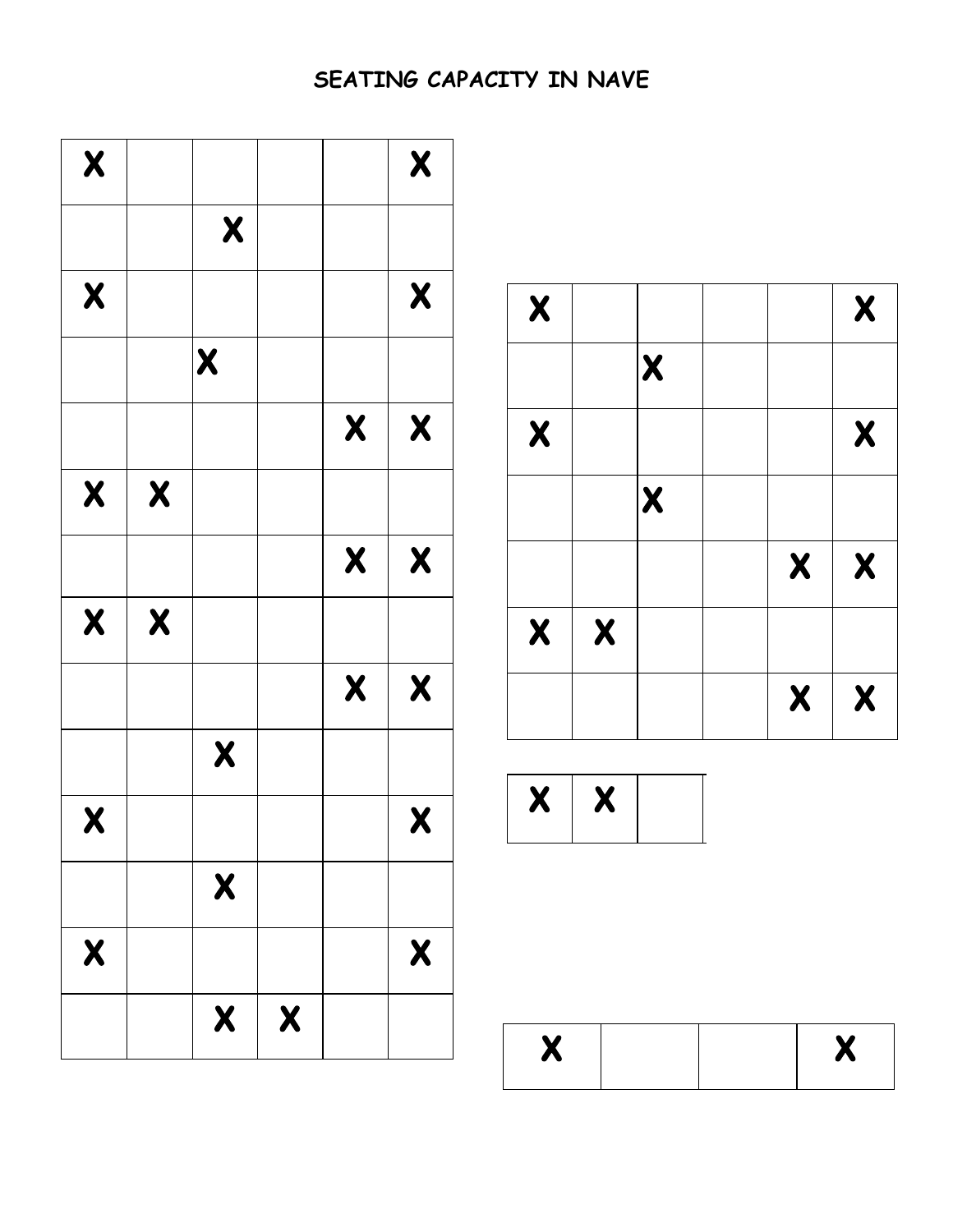# SEATING CAPACITY IN NAVE

| X | | | | | X |
|---|---|---|---|---|---|
| | | X | | | |
| X | | | | | X |
| | | X | | | |
| | | | | X | X |
| X | X | | | | |
| | | | | X | X |
| X | X | | | | |
| | | | | X | X |
| | | X | | | |
| X | | | | | X |
| | | X | | | |
| X | | | | | X |
| | | X | X | | |

| X | | | | | X |
|---|---|---|---|---|---|
| | | X | | | |
| X | | | | | X |
| | | X | | | |
| | | | | X | X |
| X | X | | | | |
| | | | | X | X |

| X | X | |
|---|---|---|

| X | | | X |
|---|---|---|---|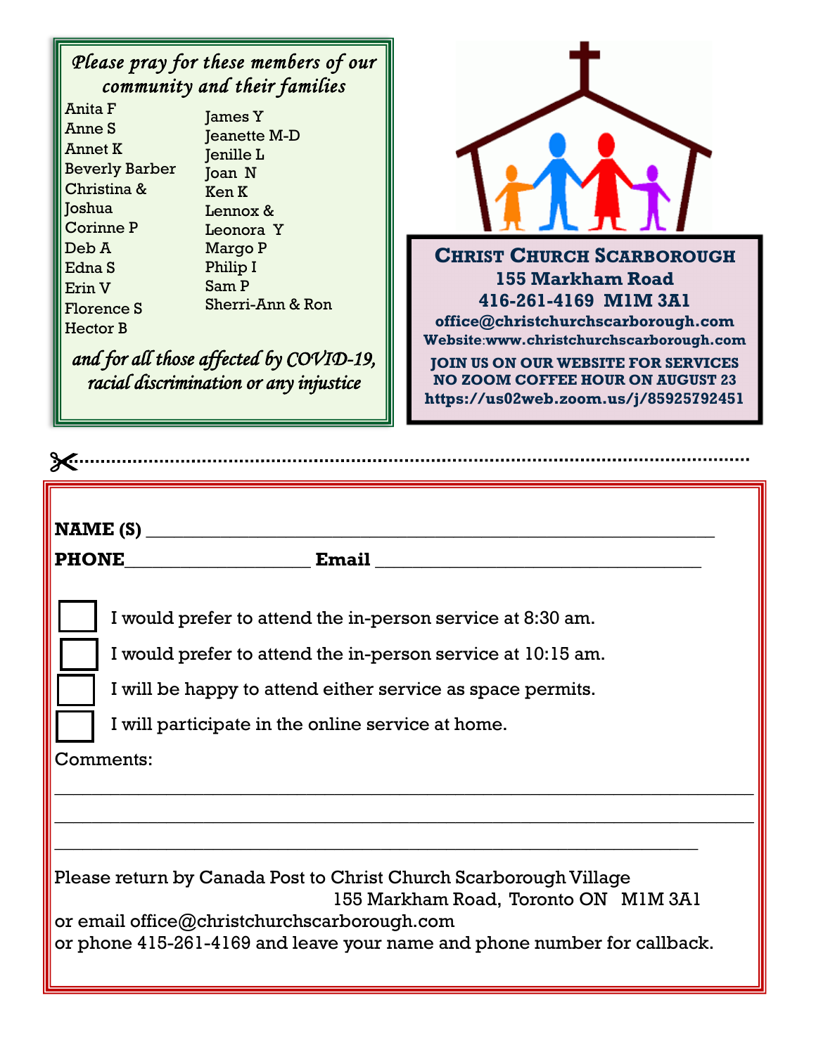*Please pray for these members of our community and their families*

Anita F
Anne S
Annet K
Beverly Barber
Christina &
Joshua
Corinne P
Deb A
Edna S
Erin V
Florence S
Hector B
James Y
Jeanette M-D
Jenille L
Joan N
Ken K
Lennox &
Leonora Y
Margo P
Philip I
Sam P
Sherri-Ann & Ron

*and for all those affected by COVID-19, racial discrimination or any injustice*

**CHRIST CHURCH SCARBOROUGH**
**155 Markham Road**
**416-261-4169 M1M 3A1**
**office@christchurchscarborough.com**
**Website:www.christchurchscarborough.com**
**JOIN US ON OUR WEBSITE FOR SERVICES**
**NO ZOOM COFFEE HOUR ON AUGUST 23**
**https://us02web.zoom.us/j/85925792451**

---

**NAME (S)** ____________________________________________

**PHONE**__________________ **Email** ______________________________

☐ I would prefer to attend the in-person service at 8:30 am.

☐ I would prefer to attend the in-person service at 10:15 am.

☐ I will be happy to attend either service as space permits.

☐ I will participate in the online service at home.

Comments:

______________________________________________________________

______________________________________________________________

__________________________________________________________

Please return by Canada Post to Christ Church Scarborough Village
155 Markham Road, Toronto ON M1M 3A1
or email office@christchurchscarborough.com
or phone 415-261-4169 and leave your name and phone number for callback.